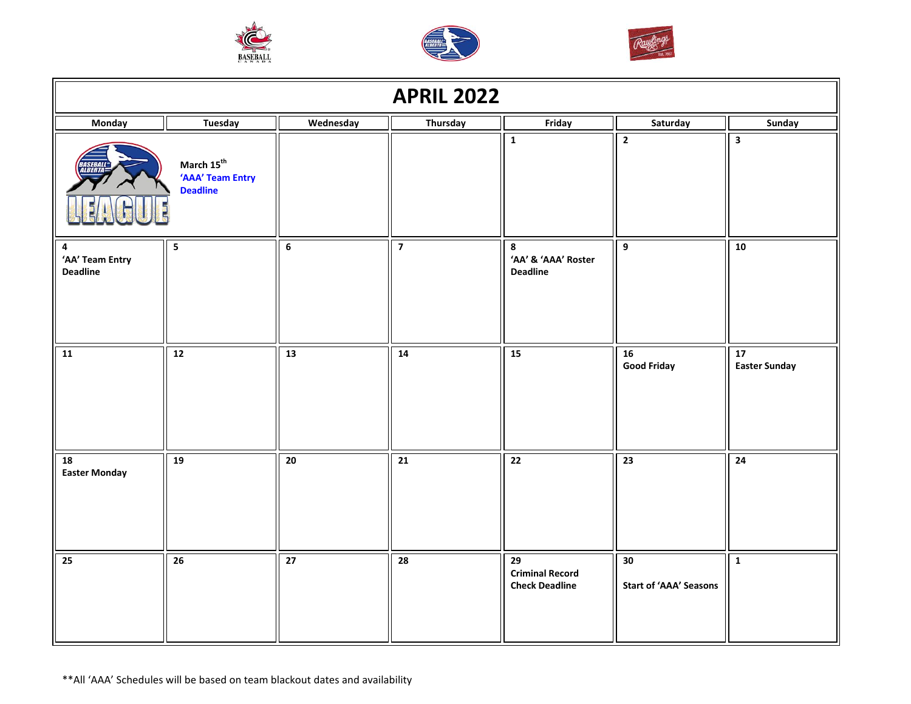# APRIL 2022

| Monday | Tuesday | Wednesday | Thursday | Friday | Saturday | Sunday |
|---|---|---|---|---|---|---|
| | March 15th **'AAA' Team Entry Deadline** | | | 1 | 2 | 3 |
| 4 'AA' Team Entry Deadline | 5 | 6 | 7 | 8 'AA' & 'AAA' Roster Deadline | 9 | 10 |
| 11 | 12 | 13 | 14 | 15 | 16 Good Friday | 17 Easter Sunday |
| 18 Easter Monday | 19 | 20 | 21 | 22 | 23 | 24 |
| 25 | 26 | 27 | 28 | 29 Criminal Record Check Deadline | 30 Start of 'AAA' Seasons | 1 |

**All 'AAA' Schedules will be based on team blackout dates and availability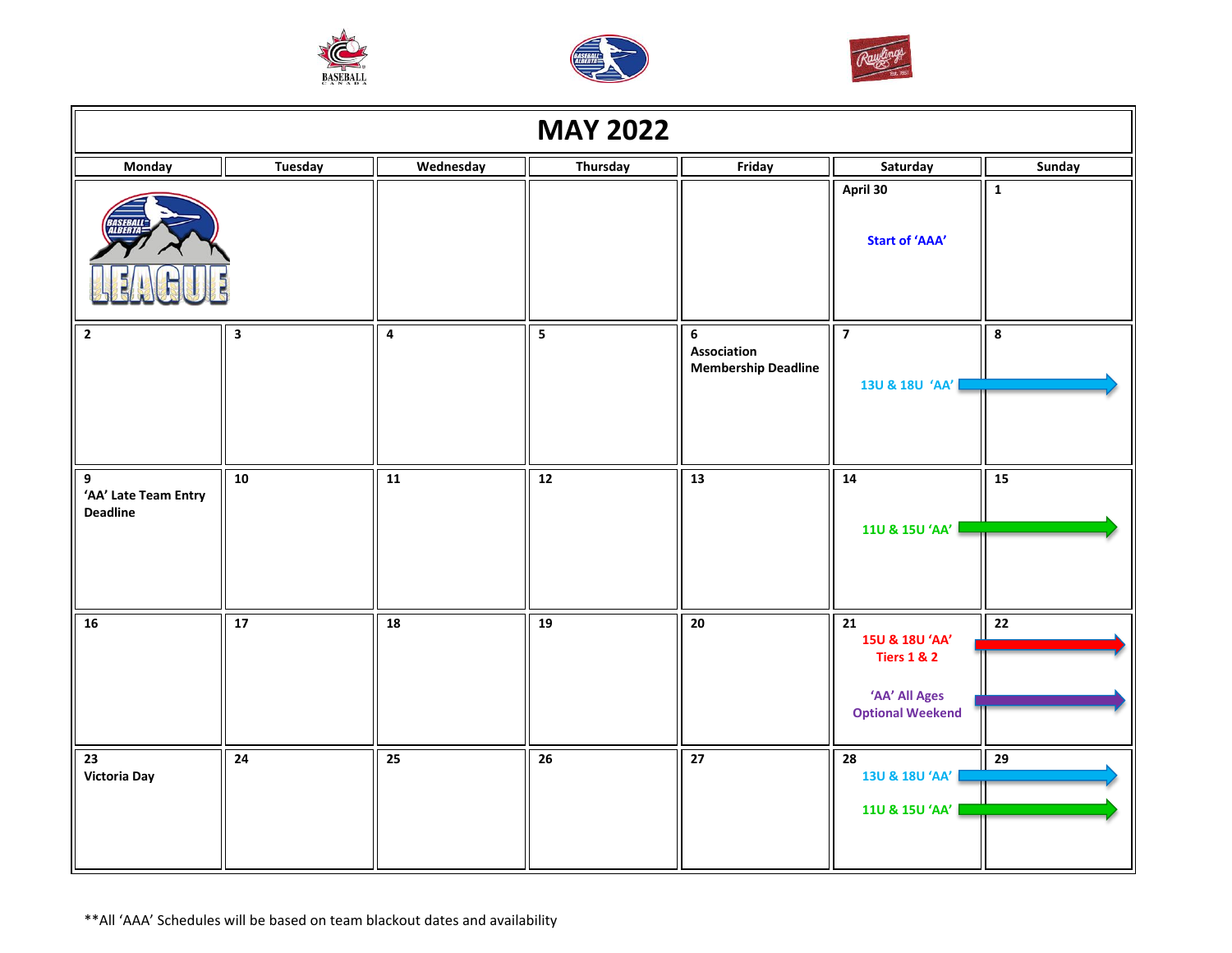# MAY 2022

| Monday | Tuesday | Wednesday | Thursday | Friday | Saturday | Sunday |
|---|---|---|---|---|---|---|
| | | | | | **April 30**<br>Start of 'AAA' | **1** |
| **2** | **3** | **4** | **5** | **6**<br>**Association Membership Deadline** | **7**<br>13U & 18U 'AA' → | **8** |
| **9**<br>**'AA' Late Team Entry Deadline** | **10** | **11** | **12** | **13** | **14**<br>11U & 15U 'AA' → | **15** |
| **16** | **17** | **18** | **19** | **20** | **21**<br>15U & 18U 'AA' Tiers 1 & 2 →<br>'AA' All Ages Optional Weekend → | **22** |
| **23**<br>**Victoria Day** | **24** | **25** | **26** | **27** | **28**<br>13U & 18U 'AA' →<br>11U & 15U 'AA' → | **29** |

**All 'AAA' Schedules will be based on team blackout dates and availability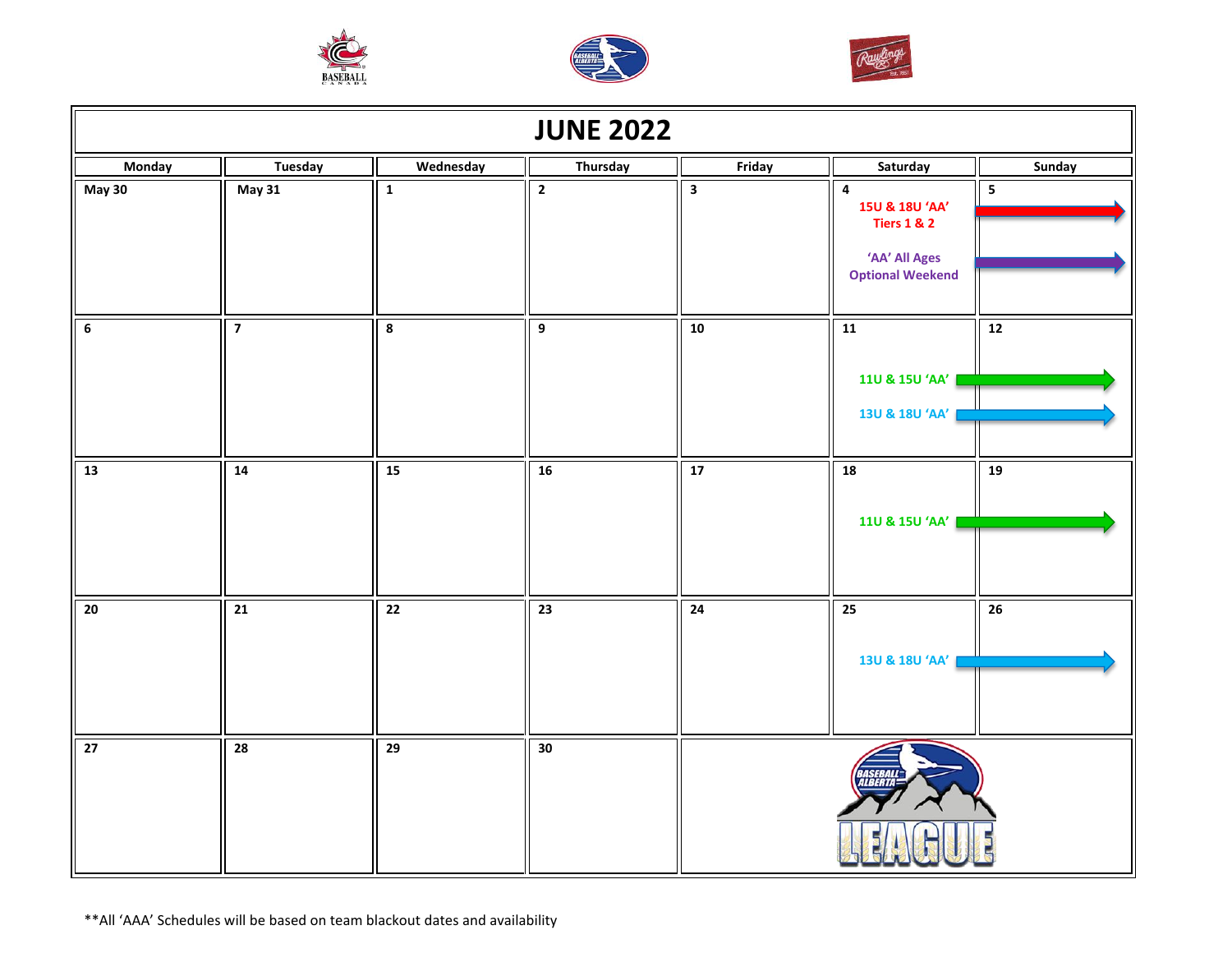# JUNE 2022

| Monday | Tuesday | Wednesday | Thursday | Friday | Saturday | Sunday |
| --- | --- | --- | --- | --- | --- | --- |
| May 30 | May 31 | 1 | 2 | 3 | 4<br>15U & 18U 'AA' Tiers 1 & 2<br>'AA' All Ages Optional Weekend | 5<br>→ (15U & 18U 'AA' Tiers 1 & 2)<br>→ ('AA' All Ages Optional Weekend) |
| 6 | 7 | 8 | 9 | 10 | 11<br>11U & 15U 'AA'<br>13U & 18U 'AA' | 12<br>→ (11U & 15U 'AA')<br>→ (13U & 18U 'AA') |
| 13 | 14 | 15 | 16 | 17 | 18<br>11U & 15U 'AA' | 19<br>→ (11U & 15U 'AA') |
| 20 | 21 | 22 | 23 | 24 | 25<br>13U & 18U 'AA' | 26<br>→ (13U & 18U 'AA') |
| 27 | 28 | 29 | 30 | | | |

**All 'AAA' Schedules will be based on team blackout dates and availability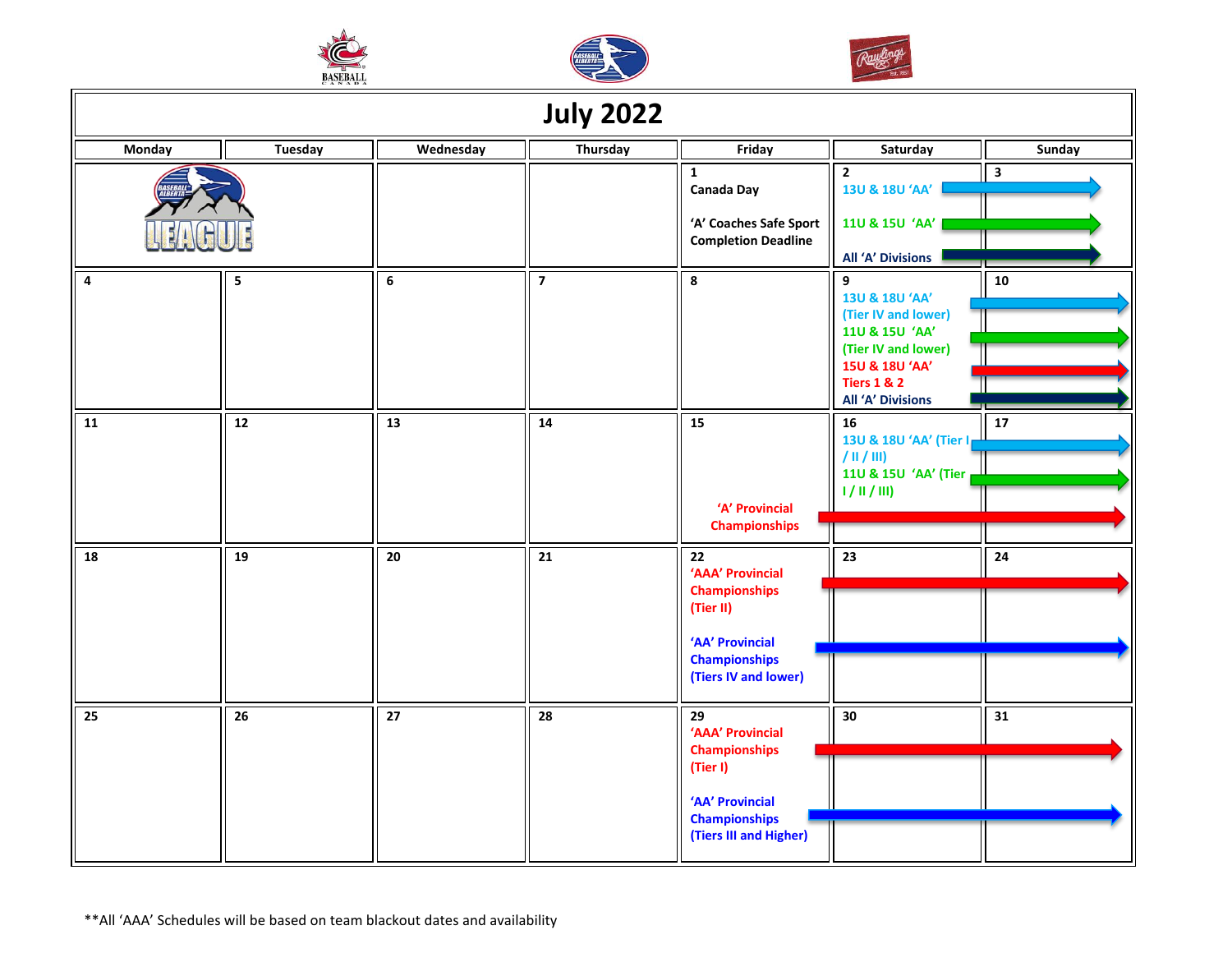# July 2022

| Monday | Tuesday | Wednesday | Thursday | Friday | Saturday | Sunday |
|---|---|---|---|---|---|---|
| | | | | 1 Canada Day<br><br>'A' Coaches Safe Sport Completion Deadline | 2 13U & 18U 'AA'<br>11U & 15U 'AA'<br>All 'A' Divisions | 3 |
| 4 | 5 | 6 | 7 | 8 | 9 13U & 18U 'AA' (Tier IV and lower)<br>11U & 15U 'AA' (Tier IV and lower)<br>15U & 18U 'AA' Tiers 1 & 2<br>All 'A' Divisions | 10 |
| 11 | 12 | 13 | 14 | 15<br><br>'A' Provincial Championships | 16 13U & 18U 'AA' (Tier I / II / III)<br>11U & 15U 'AA' (Tier I / II / III) | 17 |
| 18 | 19 | 20 | 21 | 22 'AAA' Provincial Championships (Tier II)<br><br>'AA' Provincial Championships (Tiers IV and lower) | 23 | 24 |
| 25 | 26 | 27 | 28 | 29 'AAA' Provincial Championships (Tier I)<br><br>'AA' Provincial Championships (Tiers III and Higher) | 30 | 31 |

**All 'AAA' Schedules will be based on team blackout dates and availability